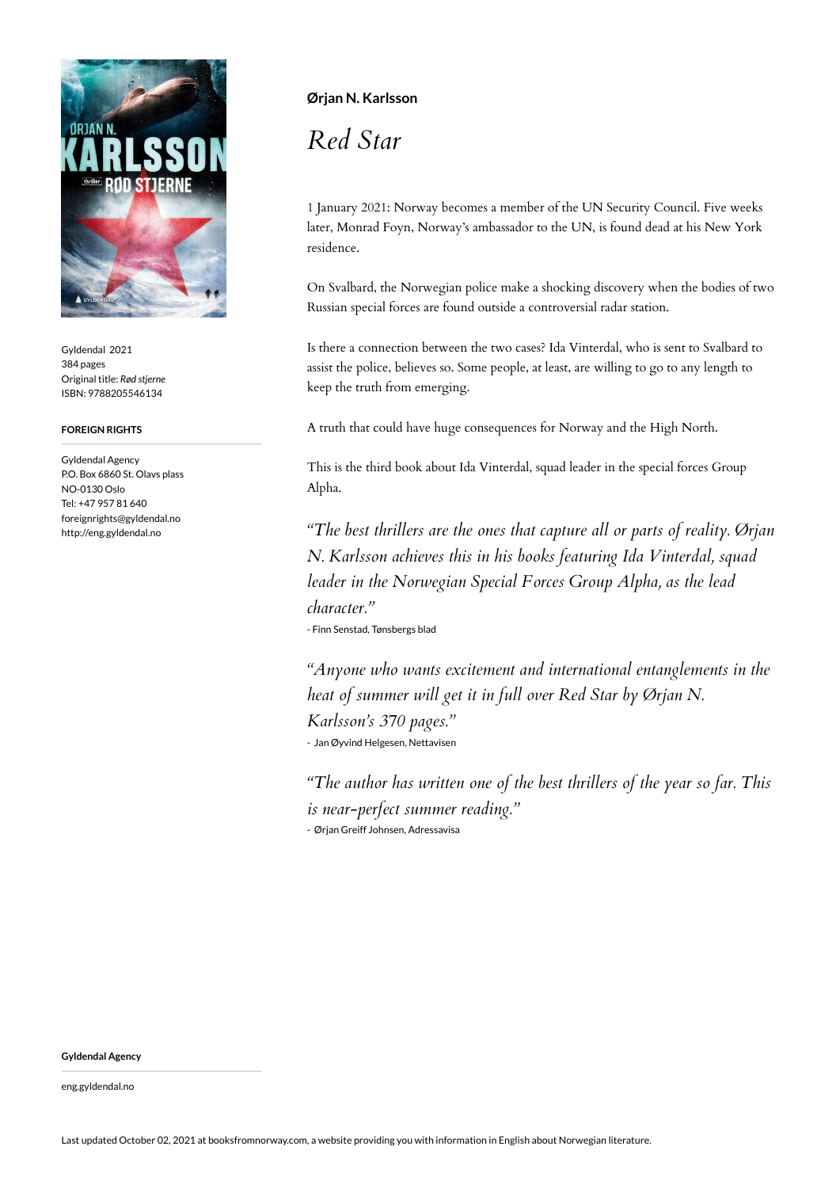**Ørjan N. Karlsson**

# *Red Star*

1 January 2021: Norway becomes a member of the UN Security Council. Five weeks later, Monrad Foyn, Norway's ambassador to the UN, is found dead at his New York residence.

On Svalbard, the Norwegian police make a shocking discovery when the bodies of two Russian special forces are found outside a controversial radar station.

Is there a connection between the two cases? Ida Vinterdal, who is sent to Svalbard to assist the police, believes so. Some people, at least, are willing to go to any length to keep the truth from emerging.

A truth that could have huge consequences for Norway and the High North.

This is the third book about Ida Vinterdal, squad leader in the special forces Group Alpha.

*"The best thrillers are the ones that capture all or parts of reality. Ørjan N. Karlsson achieves this in his books featuring Ida Vinterdal, squad leader in the Norwegian Special Forces Group Alpha, as the lead character."*

- Finn Senstad, Tønsbergs blad

*"Anyone who wants excitement and international entanglements in the heat of summer will get it in full over Red Star by Ørjan N. Karlsson's 370 pages."*

- Jan Øyvind Helgesen, Nettavisen

*"The author has written one of the best thrillers of the year so far. This is near-perfect summer reading."*

- Ørjan Greiff Johnsen, Adressavisa

Gyldendal 2021
384 pages
Original title: *Rød stjerne*
ISBN: 9788205546134

**FOREIGN RIGHTS**

Gyldendal Agency
P.O. Box 6860 St. Olavs plass
NO-0130 Oslo
Tel: +47 957 81 640
foreignrights@gyldendal.no
http://eng.gyldendal.no

**Gyldendal Agency**

eng.gyldendal.no

Last updated October 02, 2021 at booksfromnorway.com, a website providing you with information in English about Norwegian literature.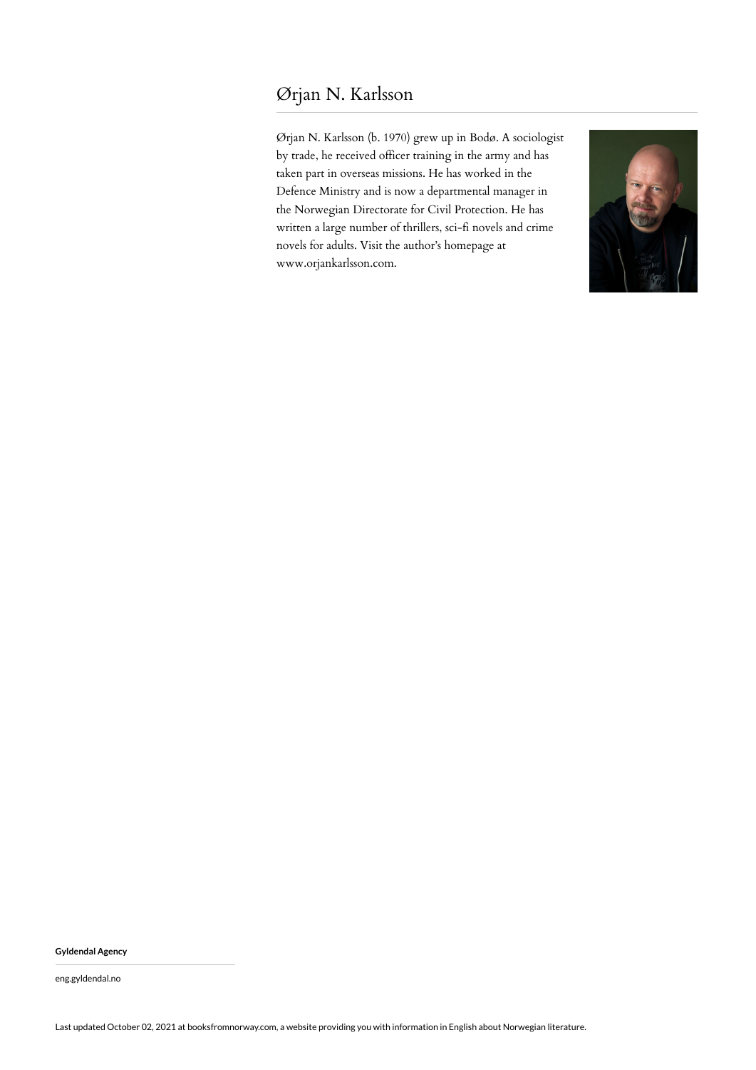## Ørjan N. Karlsson

Ørjan N. Karlsson (b. 1970) grew up in Bodø. A sociologist by trade, he received officer training in the army and has taken part in overseas missions. He has worked in the Defence Ministry and is now a departmental manager in the Norwegian Directorate for Civil Protection. He has written a large number of thrillers, sci-fi novels and crime novels for adults. Visit the author's homepage at www.orjankarlsson.com.

**Gyldendal Agency**

eng.gyldendal.no

Last updated October 02, 2021 at booksfromnorway.com, a website providing you with information in English about Norwegian literature.